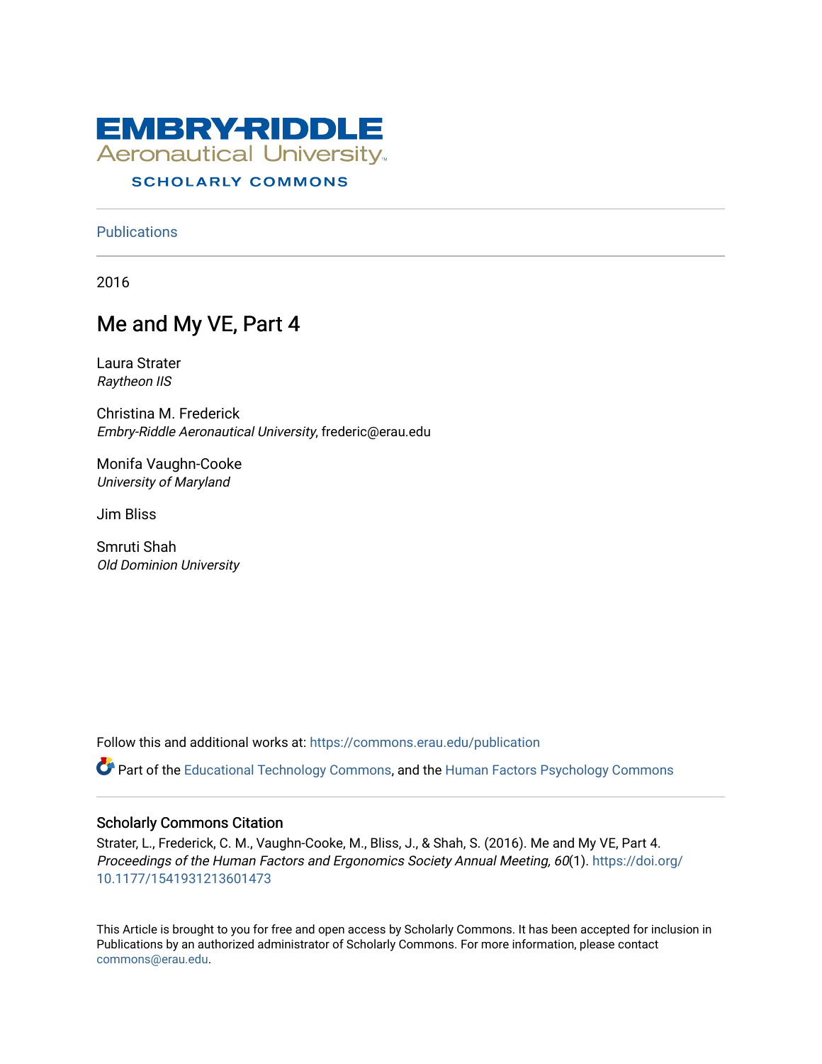EMBRY-RIDDLE
Aeronautical University
SCHOLARLY COMMONS

Publications

2016

# Me and My VE, Part 4

Laura Strater
*Raytheon IIS*

Christina M. Frederick
*Embry-Riddle Aeronautical University*, frederic@erau.edu

Monifa Vaughn-Cooke
*University of Maryland*

Jim Bliss

Smruti Shah
*Old Dominion University*

Follow this and additional works at: https://commons.erau.edu/publication

Part of the Educational Technology Commons, and the Human Factors Psychology Commons

## Scholarly Commons Citation

Strater, L., Frederick, C. M., Vaughn-Cooke, M., Bliss, J., & Shah, S. (2016). Me and My VE, Part 4. *Proceedings of the Human Factors and Ergonomics Society Annual Meeting, 60*(1). https://doi.org/10.1177/1541931213601473

This Article is brought to you for free and open access by Scholarly Commons. It has been accepted for inclusion in Publications by an authorized administrator of Scholarly Commons. For more information, please contact commons@erau.edu.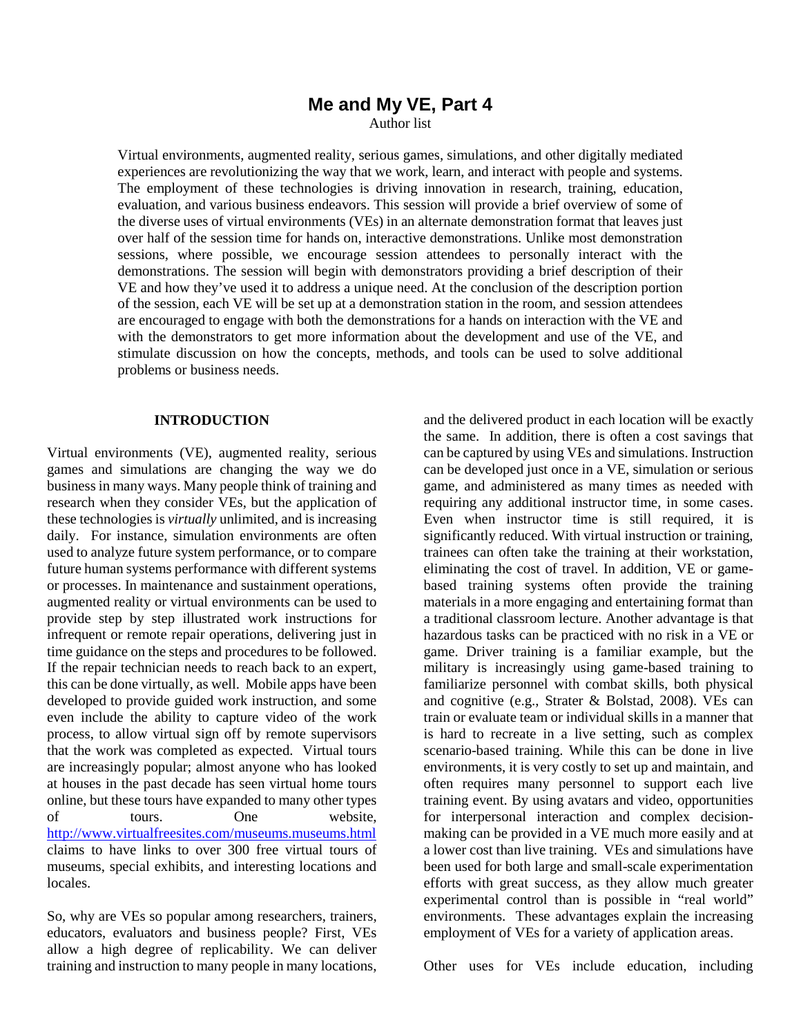# Me and My VE, Part 4

Author list

Virtual environments, augmented reality, serious games, simulations, and other digitally mediated experiences are revolutionizing the way that we work, learn, and interact with people and systems. The employment of these technologies is driving innovation in research, training, education, evaluation, and various business endeavors. This session will provide a brief overview of some of the diverse uses of virtual environments (VEs) in an alternate demonstration format that leaves just over half of the session time for hands on, interactive demonstrations. Unlike most demonstration sessions, where possible, we encourage session attendees to personally interact with the demonstrations. The session will begin with demonstrators providing a brief description of their VE and how they've used it to address a unique need. At the conclusion of the description portion of the session, each VE will be set up at a demonstration station in the room, and session attendees are encouraged to engage with both the demonstrations for a hands on interaction with the VE and with the demonstrators to get more information about the development and use of the VE, and stimulate discussion on how the concepts, methods, and tools can be used to solve additional problems or business needs.

## INTRODUCTION

Virtual environments (VE), augmented reality, serious games and simulations are changing the way we do business in many ways. Many people think of training and research when they consider VEs, but the application of these technologies is *virtually* unlimited, and is increasing daily. For instance, simulation environments are often used to analyze future system performance, or to compare future human systems performance with different systems or processes. In maintenance and sustainment operations, augmented reality or virtual environments can be used to provide step by step illustrated work instructions for infrequent or remote repair operations, delivering just in time guidance on the steps and procedures to be followed. If the repair technician needs to reach back to an expert, this can be done virtually, as well. Mobile apps have been developed to provide guided work instruction, and some even include the ability to capture video of the work process, to allow virtual sign off by remote supervisors that the work was completed as expected. Virtual tours are increasingly popular; almost anyone who has looked at houses in the past decade has seen virtual home tours online, but these tours have expanded to many other types of tours. One website, http://www.virtualfreesites.com/museums.museums.html claims to have links to over 300 free virtual tours of museums, special exhibits, and interesting locations and locales.

So, why are VEs so popular among researchers, trainers, educators, evaluators and business people? First, VEs allow a high degree of replicability. We can deliver training and instruction to many people in many locations, and the delivered product in each location will be exactly the same. In addition, there is often a cost savings that can be captured by using VEs and simulations. Instruction can be developed just once in a VE, simulation or serious game, and administered as many times as needed with requiring any additional instructor time, in some cases. Even when instructor time is still required, it is significantly reduced. With virtual instruction or training, trainees can often take the training at their workstation, eliminating the cost of travel. In addition, VE or game-based training systems often provide the training materials in a more engaging and entertaining format than a traditional classroom lecture. Another advantage is that hazardous tasks can be practiced with no risk in a VE or game. Driver training is a familiar example, but the military is increasingly using game-based training to familiarize personnel with combat skills, both physical and cognitive (e.g., Strater & Bolstad, 2008). VEs can train or evaluate team or individual skills in a manner that is hard to recreate in a live setting, such as complex scenario-based training. While this can be done in live environments, it is very costly to set up and maintain, and often requires many personnel to support each live training event. By using avatars and video, opportunities for interpersonal interaction and complex decision-making can be provided in a VE much more easily and at a lower cost than live training. VEs and simulations have been used for both large and small-scale experimentation efforts with great success, as they allow much greater experimental control than is possible in "real world" environments. These advantages explain the increasing employment of VEs for a variety of application areas.

Other uses for VEs include education, including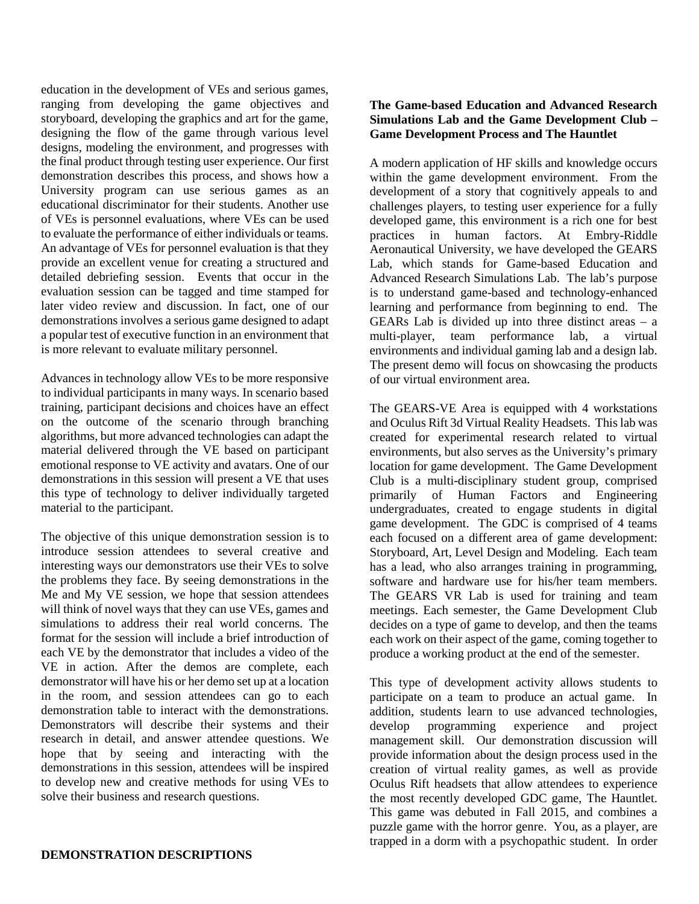education in the development of VEs and serious games, ranging from developing the game objectives and storyboard, developing the graphics and art for the game, designing the flow of the game through various level designs, modeling the environment, and progresses with the final product through testing user experience. Our first demonstration describes this process, and shows how a University program can use serious games as an educational discriminator for their students. Another use of VEs is personnel evaluations, where VEs can be used to evaluate the performance of either individuals or teams. An advantage of VEs for personnel evaluation is that they provide an excellent venue for creating a structured and detailed debriefing session. Events that occur in the evaluation session can be tagged and time stamped for later video review and discussion. In fact, one of our demonstrations involves a serious game designed to adapt a popular test of executive function in an environment that is more relevant to evaluate military personnel.

Advances in technology allow VEs to be more responsive to individual participants in many ways. In scenario based training, participant decisions and choices have an effect on the outcome of the scenario through branching algorithms, but more advanced technologies can adapt the material delivered through the VE based on participant emotional response to VE activity and avatars. One of our demonstrations in this session will present a VE that uses this type of technology to deliver individually targeted material to the participant.

The objective of this unique demonstration session is to introduce session attendees to several creative and interesting ways our demonstrators use their VEs to solve the problems they face. By seeing demonstrations in the Me and My VE session, we hope that session attendees will think of novel ways that they can use VEs, games and simulations to address their real world concerns. The format for the session will include a brief introduction of each VE by the demonstrator that includes a video of the VE in action. After the demos are complete, each demonstrator will have his or her demo set up at a location in the room, and session attendees can go to each demonstration table to interact with the demonstrations. Demonstrators will describe their systems and their research in detail, and answer attendee questions. We hope that by seeing and interacting with the demonstrations in this session, attendees will be inspired to develop new and creative methods for using VEs to solve their business and research questions.

## DEMONSTRATION DESCRIPTIONS

### The Game-based Education and Advanced Research Simulations Lab and the Game Development Club – Game Development Process and The Hauntlet

A modern application of HF skills and knowledge occurs within the game development environment. From the development of a story that cognitively appeals to and challenges players, to testing user experience for a fully developed game, this environment is a rich one for best practices in human factors. At Embry-Riddle Aeronautical University, we have developed the GEARS Lab, which stands for Game-based Education and Advanced Research Simulations Lab. The lab's purpose is to understand game-based and technology-enhanced learning and performance from beginning to end. The GEARs Lab is divided up into three distinct areas – a multi-player, team performance lab, a virtual environments and individual gaming lab and a design lab. The present demo will focus on showcasing the products of our virtual environment area.

The GEARS-VE Area is equipped with 4 workstations and Oculus Rift 3d Virtual Reality Headsets. This lab was created for experimental research related to virtual environments, but also serves as the University's primary location for game development. The Game Development Club is a multi-disciplinary student group, comprised primarily of Human Factors and Engineering undergraduates, created to engage students in digital game development. The GDC is comprised of 4 teams each focused on a different area of game development: Storyboard, Art, Level Design and Modeling. Each team has a lead, who also arranges training in programming, software and hardware use for his/her team members. The GEARS VR Lab is used for training and team meetings. Each semester, the Game Development Club decides on a type of game to develop, and then the teams each work on their aspect of the game, coming together to produce a working product at the end of the semester.

This type of development activity allows students to participate on a team to produce an actual game. In addition, students learn to use advanced technologies, develop programming experience and project management skill. Our demonstration discussion will provide information about the design process used in the creation of virtual reality games, as well as provide Oculus Rift headsets that allow attendees to experience the most recently developed GDC game, The Hauntlet. This game was debuted in Fall 2015, and combines a puzzle game with the horror genre. You, as a player, are trapped in a dorm with a psychopathic student. In order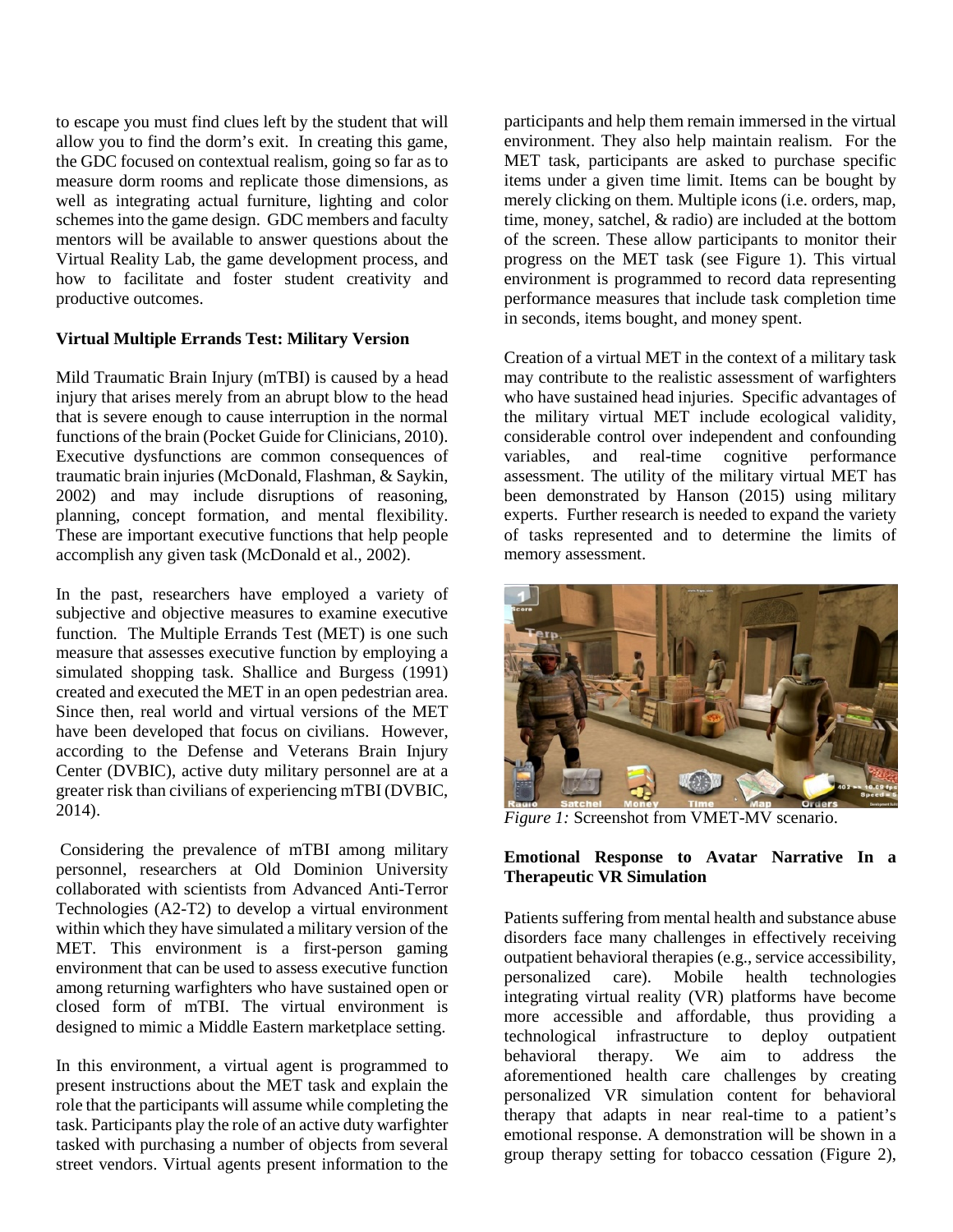to escape you must find clues left by the student that will allow you to find the dorm's exit. In creating this game, the GDC focused on contextual realism, going so far as to measure dorm rooms and replicate those dimensions, as well as integrating actual furniture, lighting and color schemes into the game design. GDC members and faculty mentors will be available to answer questions about the Virtual Reality Lab, the game development process, and how to facilitate and foster student creativity and productive outcomes.

**Virtual Multiple Errands Test: Military Version**

Mild Traumatic Brain Injury (mTBI) is caused by a head injury that arises merely from an abrupt blow to the head that is severe enough to cause interruption in the normal functions of the brain (Pocket Guide for Clinicians, 2010). Executive dysfunctions are common consequences of traumatic brain injuries (McDonald, Flashman, & Saykin, 2002) and may include disruptions of reasoning, planning, concept formation, and mental flexibility. These are important executive functions that help people accomplish any given task (McDonald et al., 2002).

In the past, researchers have employed a variety of subjective and objective measures to examine executive function. The Multiple Errands Test (MET) is one such measure that assesses executive function by employing a simulated shopping task. Shallice and Burgess (1991) created and executed the MET in an open pedestrian area. Since then, real world and virtual versions of the MET have been developed that focus on civilians. However, according to the Defense and Veterans Brain Injury Center (DVBIC), active duty military personnel are at a greater risk than civilians of experiencing mTBI (DVBIC, 2014).

Considering the prevalence of mTBI among military personnel, researchers at Old Dominion University collaborated with scientists from Advanced Anti-Terror Technologies (A2-T2) to develop a virtual environment within which they have simulated a military version of the MET. This environment is a first-person gaming environment that can be used to assess executive function among returning warfighters who have sustained open or closed form of mTBI. The virtual environment is designed to mimic a Middle Eastern marketplace setting.

In this environment, a virtual agent is programmed to present instructions about the MET task and explain the role that the participants will assume while completing the task. Participants play the role of an active duty warfighter tasked with purchasing a number of objects from several street vendors. Virtual agents present information to the participants and help them remain immersed in the virtual environment. They also help maintain realism. For the MET task, participants are asked to purchase specific items under a given time limit. Items can be bought by merely clicking on them. Multiple icons (i.e. orders, map, time, money, satchel, & radio) are included at the bottom of the screen. These allow participants to monitor their progress on the MET task (see Figure 1). This virtual environment is programmed to record data representing performance measures that include task completion time in seconds, items bought, and money spent.

Creation of a virtual MET in the context of a military task may contribute to the realistic assessment of warfighters who have sustained head injuries. Specific advantages of the military virtual MET include ecological validity, considerable control over independent and confounding variables, and real-time cognitive performance assessment. The utility of the military virtual MET has been demonstrated by Hanson (2015) using military experts. Further research is needed to expand the variety of tasks represented and to determine the limits of memory assessment.

*Figure 1:* Screenshot from VMET-MV scenario.

**Emotional Response to Avatar Narrative In a Therapeutic VR Simulation**

Patients suffering from mental health and substance abuse disorders face many challenges in effectively receiving outpatient behavioral therapies (e.g., service accessibility, personalized care). Mobile health technologies integrating virtual reality (VR) platforms have become more accessible and affordable, thus providing a technological infrastructure to deploy outpatient behavioral therapy. We aim to address the aforementioned health care challenges by creating personalized VR simulation content for behavioral therapy that adapts in near real-time to a patient's emotional response. A demonstration will be shown in a group therapy setting for tobacco cessation (Figure 2),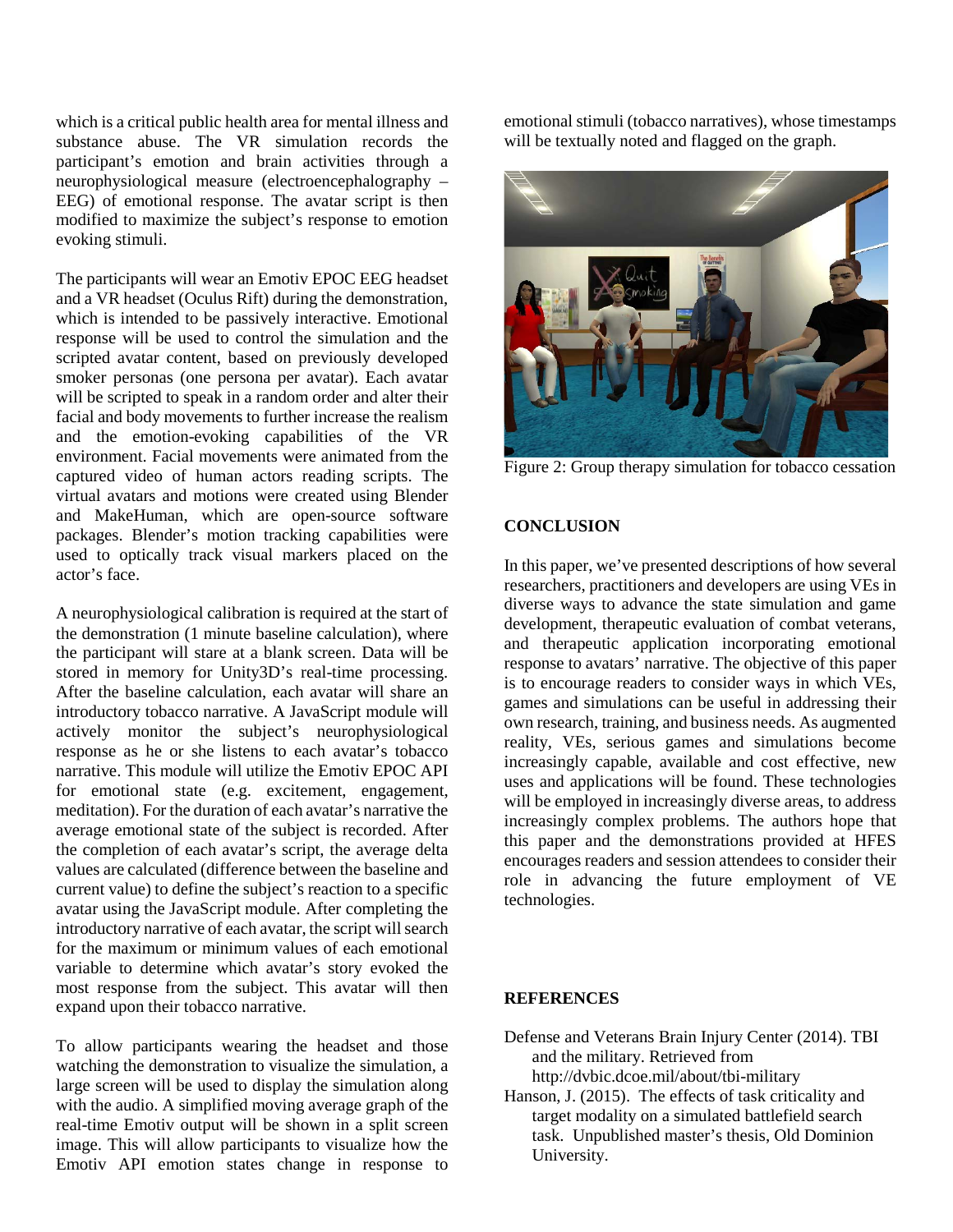which is a critical public health area for mental illness and substance abuse. The VR simulation records the participant's emotion and brain activities through a neurophysiological measure (electroencephalography – EEG) of emotional response. The avatar script is then modified to maximize the subject's response to emotion evoking stimuli.

The participants will wear an Emotiv EPOC EEG headset and a VR headset (Oculus Rift) during the demonstration, which is intended to be passively interactive. Emotional response will be used to control the simulation and the scripted avatar content, based on previously developed smoker personas (one persona per avatar). Each avatar will be scripted to speak in a random order and alter their facial and body movements to further increase the realism and the emotion-evoking capabilities of the VR environment. Facial movements were animated from the captured video of human actors reading scripts. The virtual avatars and motions were created using Blender and MakeHuman, which are open-source software packages. Blender's motion tracking capabilities were used to optically track visual markers placed on the actor's face.

A neurophysiological calibration is required at the start of the demonstration (1 minute baseline calculation), where the participant will stare at a blank screen. Data will be stored in memory for Unity3D's real-time processing. After the baseline calculation, each avatar will share an introductory tobacco narrative. A JavaScript module will actively monitor the subject's neurophysiological response as he or she listens to each avatar's tobacco narrative. This module will utilize the Emotiv EPOC API for emotional state (e.g. excitement, engagement, meditation). For the duration of each avatar's narrative the average emotional state of the subject is recorded. After the completion of each avatar's script, the average delta values are calculated (difference between the baseline and current value) to define the subject's reaction to a specific avatar using the JavaScript module. After completing the introductory narrative of each avatar, the script will search for the maximum or minimum values of each emotional variable to determine which avatar's story evoked the most response from the subject. This avatar will then expand upon their tobacco narrative.

To allow participants wearing the headset and those watching the demonstration to visualize the simulation, a large screen will be used to display the simulation along with the audio. A simplified moving average graph of the real-time Emotiv output will be shown in a split screen image. This will allow participants to visualize how the Emotiv API emotion states change in response to emotional stimuli (tobacco narratives), whose timestamps will be textually noted and flagged on the graph.

Figure 2: Group therapy simulation for tobacco cessation

## CONCLUSION

In this paper, we've presented descriptions of how several researchers, practitioners and developers are using VEs in diverse ways to advance the state simulation and game development, therapeutic evaluation of combat veterans, and therapeutic application incorporating emotional response to avatars' narrative. The objective of this paper is to encourage readers to consider ways in which VEs, games and simulations can be useful in addressing their own research, training, and business needs. As augmented reality, VEs, serious games and simulations become increasingly capable, available and cost effective, new uses and applications will be found. These technologies will be employed in increasingly diverse areas, to address increasingly complex problems. The authors hope that this paper and the demonstrations provided at HFES encourages readers and session attendees to consider their role in advancing the future employment of VE technologies.

## REFERENCES

Defense and Veterans Brain Injury Center (2014). TBI and the military. Retrieved from http://dvbic.dcoe.mil/about/tbi-military

Hanson, J. (2015). The effects of task criticality and target modality on a simulated battlefield search task. Unpublished master's thesis, Old Dominion University.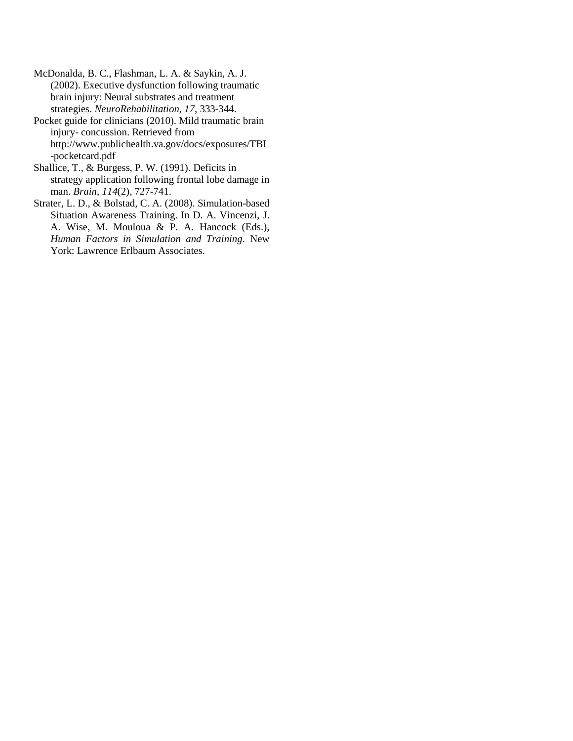McDonalda, B. C., Flashman, L. A. & Saykin, A. J. (2002). Executive dysfunction following traumatic brain injury: Neural substrates and treatment strategies. *NeuroRehabilitation*, *17*, 333-344.

Pocket guide for clinicians (2010). Mild traumatic brain injury- concussion. Retrieved from http://www.publichealth.va.gov/docs/exposures/TBI-pocketcard.pdf

Shallice, T., & Burgess, P. W. (1991). Deficits in strategy application following frontal lobe damage in man. *Brain*, *114*(2), 727-741.

Strater, L. D., & Bolstad, C. A. (2008). Simulation-based Situation Awareness Training. In D. A. Vincenzi, J. A. Wise, M. Mouloua & P. A. Hancock (Eds.), *Human Factors in Simulation and Training*. New York: Lawrence Erlbaum Associates.